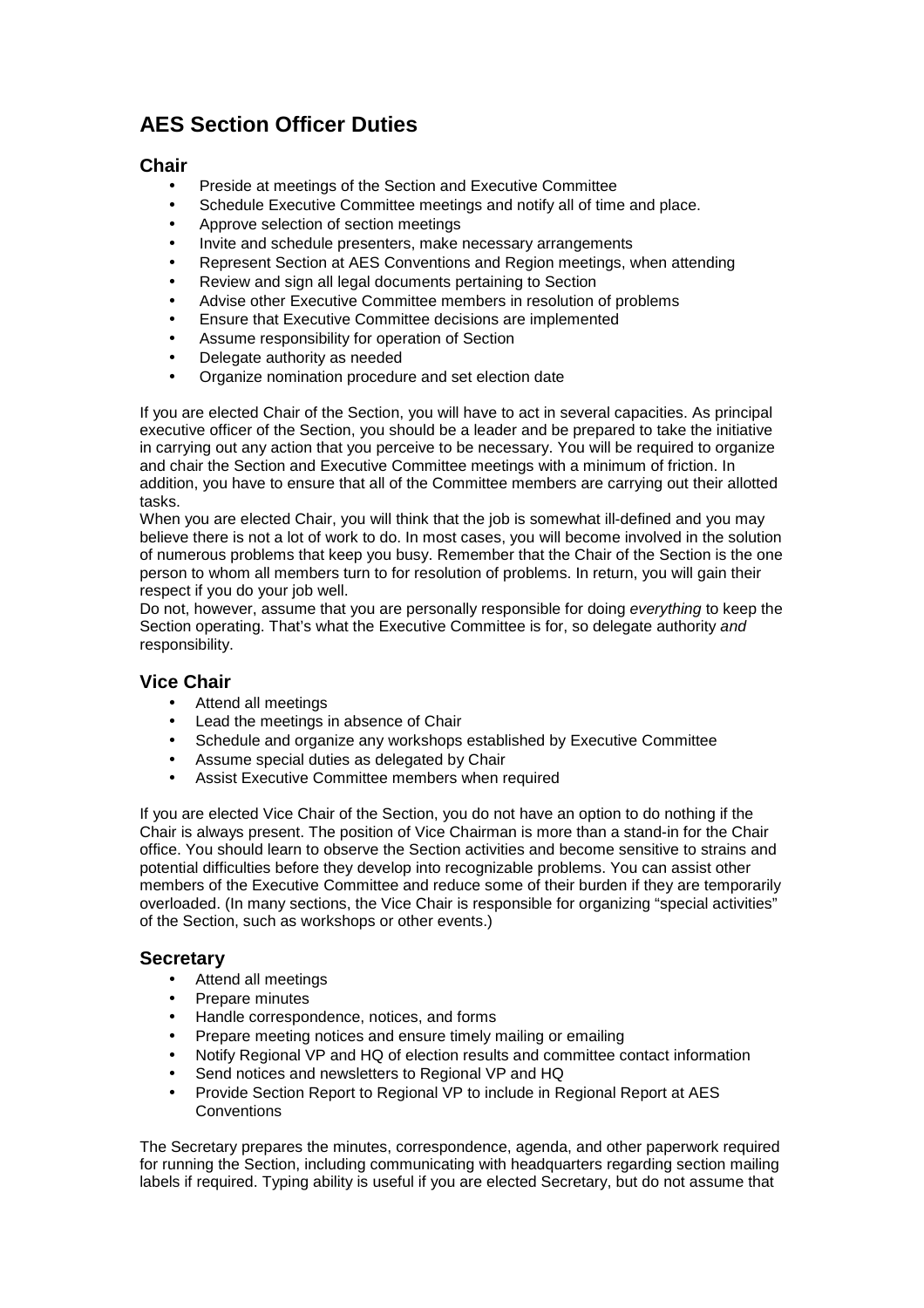# AES Section Officer Duties

## Chair

- Preside at meetings of the Section and Executive Committee
- Schedule Executive Committee meetings and notify all of time and place.
- Approve selection of section meetings
- Invite and schedule presenters, make necessary arrangements
- Represent Section at AES Conventions and Region meetings, when attending
- Review and sign all legal documents pertaining to Section
- Advise other Executive Committee members in resolution of problems
- Ensure that Executive Committee decisions are implemented
- Assume responsibility for operation of Section
- Delegate authority as needed
- Organize nomination procedure and set election date

If you are elected Chair of the Section, you will have to act in several capacities. As principal executive officer of the Section, you should be a leader and be prepared to take the initiative in carrying out any action that you perceive to be necessary. You will be required to organize and chair the Section and Executive Committee meetings with a minimum of friction. In addition, you have to ensure that all of the Committee members are carrying out their allotted tasks.

When you are elected Chair, you will think that the job is somewhat ill-defined and you may believe there is not a lot of work to do. In most cases, you will become involved in the solution of numerous problems that keep you busy. Remember that the Chair of the Section is the one person to whom all members turn to for resolution of problems. In return, you will gain their respect if you do your job well.

Do not, however, assume that you are personally responsible for doing *everything* to keep the Section operating. That's what the Executive Committee is for, so delegate authority *and* responsibility.

## Vice Chair

- Attend all meetings
- Lead the meetings in absence of Chair
- Schedule and organize any workshops established by Executive Committee
- Assume special duties as delegated by Chair
- Assist Executive Committee members when required

If you are elected Vice Chair of the Section, you do not have an option to do nothing if the Chair is always present. The position of Vice Chairman is more than a stand-in for the Chair office. You should learn to observe the Section activities and become sensitive to strains and potential difficulties before they develop into recognizable problems. You can assist other members of the Executive Committee and reduce some of their burden if they are temporarily overloaded. (In many sections, the Vice Chair is responsible for organizing "special activities" of the Section, such as workshops or other events.)

## Secretary

- Attend all meetings
- Prepare minutes
- Handle correspondence, notices, and forms
- Prepare meeting notices and ensure timely mailing or emailing
- Notify Regional VP and HQ of election results and committee contact information
- Send notices and newsletters to Regional VP and HQ
- Provide Section Report to Regional VP to include in Regional Report at AES Conventions

The Secretary prepares the minutes, correspondence, agenda, and other paperwork required for running the Section, including communicating with headquarters regarding section mailing labels if required. Typing ability is useful if you are elected Secretary, but do not assume that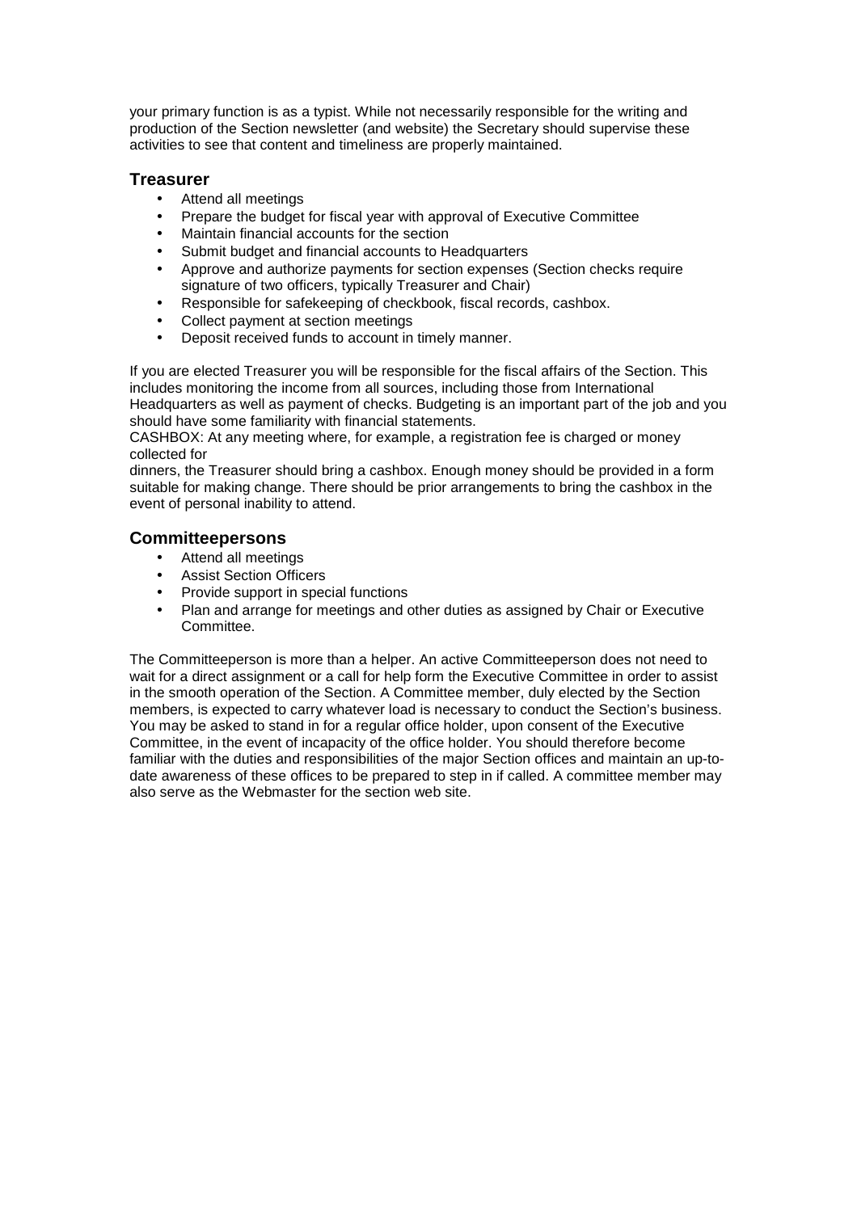your primary function is as a typist. While not necessarily responsible for the writing and production of the Section newsletter (and website) the Secretary should supervise these activities to see that content and timeliness are properly maintained.

## Treasurer

- Attend all meetings
- Prepare the budget for fiscal year with approval of Executive Committee
- Maintain financial accounts for the section
- Submit budget and financial accounts to Headquarters
- Approve and authorize payments for section expenses (Section checks require signature of two officers, typically Treasurer and Chair)
- Responsible for safekeeping of checkbook, fiscal records, cashbox.
- Collect payment at section meetings
- Deposit received funds to account in timely manner.

If you are elected Treasurer you will be responsible for the fiscal affairs of the Section. This includes monitoring the income from all sources, including those from International Headquarters as well as payment of checks. Budgeting is an important part of the job and you should have some familiarity with financial statements.

CASHBOX: At any meeting where, for example, a registration fee is charged or money collected for

dinners, the Treasurer should bring a cashbox. Enough money should be provided in a form suitable for making change. There should be prior arrangements to bring the cashbox in the event of personal inability to attend.

## Committeepersons

- Attend all meetings
- Assist Section Officers
- Provide support in special functions
- Plan and arrange for meetings and other duties as assigned by Chair or Executive Committee.

The Committeeperson is more than a helper. An active Committeeperson does not need to wait for a direct assignment or a call for help form the Executive Committee in order to assist in the smooth operation of the Section. A Committee member, duly elected by the Section members, is expected to carry whatever load is necessary to conduct the Section's business. You may be asked to stand in for a regular office holder, upon consent of the Executive Committee, in the event of incapacity of the office holder. You should therefore become familiar with the duties and responsibilities of the major Section offices and maintain an up-to-date awareness of these offices to be prepared to step in if called. A committee member may also serve as the Webmaster for the section web site.